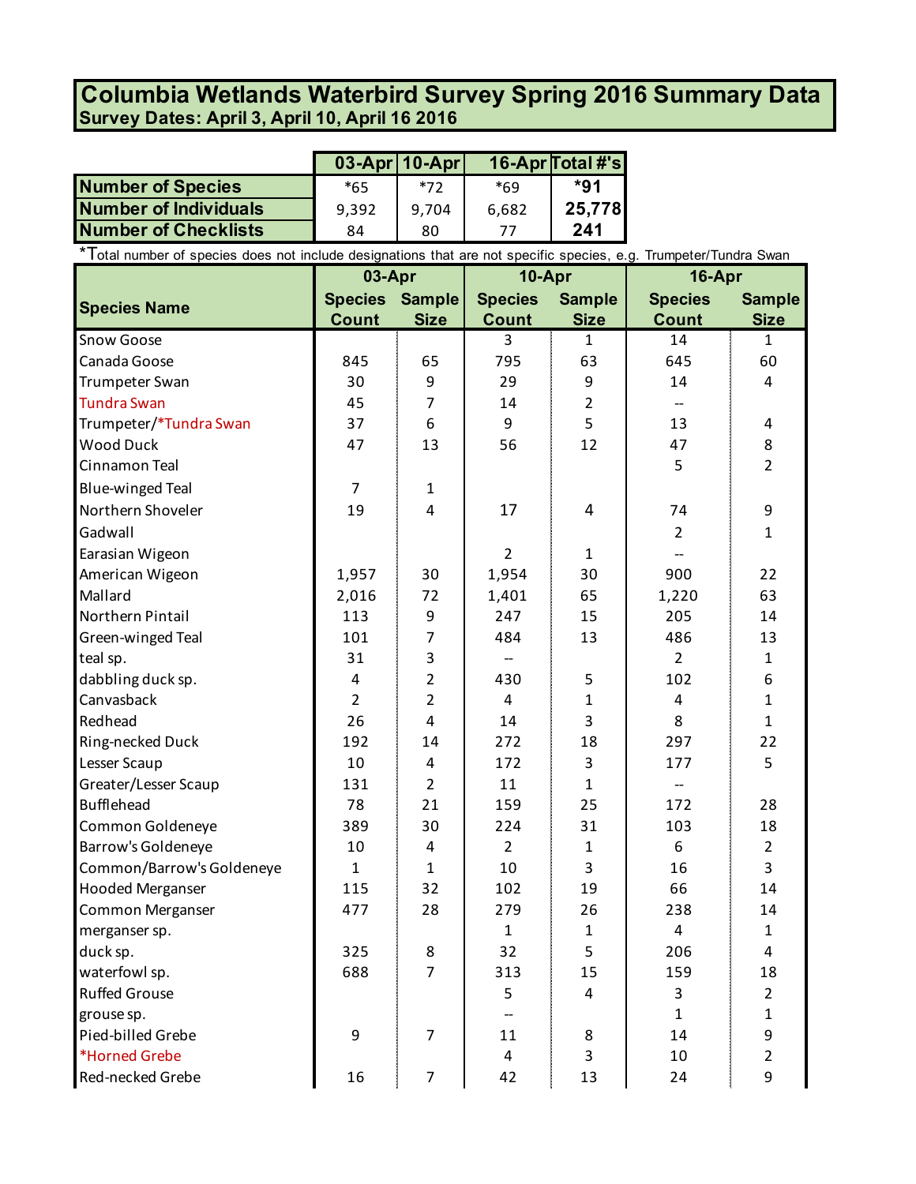# Columbia Wetlands Waterbird Survey Spring 2016 Summary Data

**Survey Dates: April 3, April 10, April 16 2016**

| | 03-Apr | 10-Apr | 16-Apr | Total #'s |
|---|---|---|---|---|
| **Number of Species** | *65 | *72 | *69 | ***91** |
| **Number of Individuals** | 9,392 | 9,704 | 6,682 | **25,778** |
| **Number of Checklists** | 84 | 80 | 77 | **241** |

*Total number of species does not include designations that are not specific species, e.g. Trumpeter/Tundra Swan

| Species Name | 03-Apr | | 10-Apr | | 16-Apr | |
|---|---|---|---|---|---|---|
| | Species Count | Sample Size | Species Count | Sample Size | Species Count | Sample Size |
| Snow Goose | | | 3 | 1 | 14 | 1 |
| Canada Goose | 845 | 65 | 795 | 63 | 645 | 60 |
| Trumpeter Swan | 30 | 9 | 29 | 9 | 14 | 4 |
| Tundra Swan | 45 | 7 | 14 | 2 | -- | |
| Trumpeter/*Tundra Swan | 37 | 6 | 9 | 5 | 13 | 4 |
| Wood Duck | 47 | 13 | 56 | 12 | 47 | 8 |
| Cinnamon Teal | | | | | 5 | 2 |
| Blue-winged Teal | 7 | 1 | | | | |
| Northern Shoveler | 19 | 4 | 17 | 4 | 74 | 9 |
| Gadwall | | | | | 2 | 1 |
| Earasian Wigeon | | | 2 | 1 | -- | |
| American Wigeon | 1,957 | 30 | 1,954 | 30 | 900 | 22 |
| Mallard | 2,016 | 72 | 1,401 | 65 | 1,220 | 63 |
| Northern Pintail | 113 | 9 | 247 | 15 | 205 | 14 |
| Green-winged Teal | 101 | 7 | 484 | 13 | 486 | 13 |
| teal sp. | 31 | 3 | -- | | 2 | 1 |
| dabbling duck sp. | 4 | 2 | 430 | 5 | 102 | 6 |
| Canvasback | 2 | 2 | 4 | 1 | 4 | 1 |
| Redhead | 26 | 4 | 14 | 3 | 8 | 1 |
| Ring-necked Duck | 192 | 14 | 272 | 18 | 297 | 22 |
| Lesser Scaup | 10 | 4 | 172 | 3 | 177 | 5 |
| Greater/Lesser Scaup | 131 | 2 | 11 | 1 | -- | |
| Bufflehead | 78 | 21 | 159 | 25 | 172 | 28 |
| Common Goldeneye | 389 | 30 | 224 | 31 | 103 | 18 |
| Barrow's Goldeneye | 10 | 4 | 2 | 1 | 6 | 2 |
| Common/Barrow's Goldeneye | 1 | 1 | 10 | 3 | 16 | 3 |
| Hooded Merganser | 115 | 32 | 102 | 19 | 66 | 14 |
| Common Merganser | 477 | 28 | 279 | 26 | 238 | 14 |
| merganser sp. | | | 1 | 1 | 4 | 1 |
| duck sp. | 325 | 8 | 32 | 5 | 206 | 4 |
| waterfowl sp. | 688 | 7 | 313 | 15 | 159 | 18 |
| Ruffed Grouse | | | 5 | 4 | 3 | 2 |
| grouse sp. | | | -- | | 1 | 1 |
| Pied-billed Grebe | 9 | 7 | 11 | 8 | 14 | 9 |
| *Horned Grebe | | | 4 | 3 | 10 | 2 |
| Red-necked Grebe | 16 | 7 | 42 | 13 | 24 | 9 |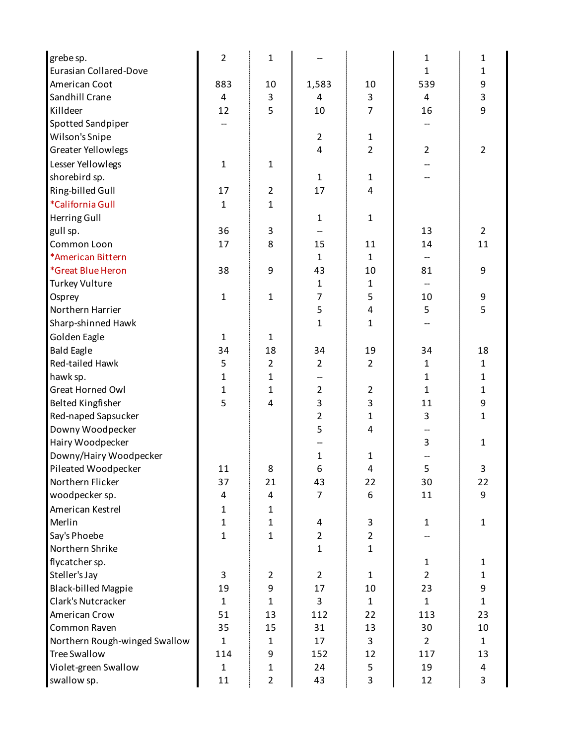| | | | | | | |
|---|---|---|---|---|---|---|
| grebe sp. | 2 | 1 | -- | | 1 | 1 |
| Eurasian Collared-Dove | | | | | 1 | 1 |
| American Coot | 883 | 10 | 1,583 | 10 | 539 | 9 |
| Sandhill Crane | 4 | 3 | 4 | 3 | 4 | 3 |
| Killdeer | 12 | 5 | 10 | 7 | 16 | 9 |
| Spotted Sandpiper | -- | | | | -- | |
| Wilson's Snipe | | | 2 | 1 | | |
| Greater Yellowlegs | | | 4 | 2 | 2 | 2 |
| Lesser Yellowlegs | 1 | 1 | | | -- | |
| shorebird sp. | | | 1 | 1 | -- | |
| Ring-billed Gull | 17 | 2 | 17 | 4 | | |
| *California Gull | 1 | 1 | | | | |
| Herring Gull | | | 1 | 1 | | |
| gull sp. | 36 | 3 | -- | | 13 | 2 |
| Common Loon | 17 | 8 | 15 | 11 | 14 | 11 |
| *American Bittern | | | 1 | 1 | -- | |
| *Great Blue Heron | 38 | 9 | 43 | 10 | 81 | 9 |
| Turkey Vulture | | | 1 | 1 | -- | |
| Osprey | 1 | 1 | 7 | 5 | 10 | 9 |
| Northern Harrier | | | 5 | 4 | 5 | 5 |
| Sharp-shinned Hawk | | | 1 | 1 | -- | |
| Golden Eagle | 1 | 1 | | | | |
| Bald Eagle | 34 | 18 | 34 | 19 | 34 | 18 |
| Red-tailed Hawk | 5 | 2 | 2 | 2 | 1 | 1 |
| hawk sp. | 1 | 1 | -- | | 1 | 1 |
| Great Horned Owl | 1 | 1 | 2 | 2 | 1 | 1 |
| Belted Kingfisher | 5 | 4 | 3 | 3 | 11 | 9 |
| Red-naped Sapsucker | | | 2 | 1 | 3 | 1 |
| Downy Woodpecker | | | 5 | 4 | -- | |
| Hairy Woodpecker | | | -- | | 3 | 1 |
| Downy/Hairy Woodpecker | | | 1 | 1 | -- | |
| Pileated Woodpecker | 11 | 8 | 6 | 4 | 5 | 3 |
| Northern Flicker | 37 | 21 | 43 | 22 | 30 | 22 |
| woodpecker sp. | 4 | 4 | 7 | 6 | 11 | 9 |
| American Kestrel | 1 | 1 | | | | |
| Merlin | 1 | 1 | 4 | 3 | 1 | 1 |
| Say's Phoebe | 1 | 1 | 2 | 2 | -- | |
| Northern Shrike | | | 1 | 1 | | |
| flycatcher sp. | | | | | 1 | 1 |
| Steller's Jay | 3 | 2 | 2 | 1 | 2 | 1 |
| Black-billed Magpie | 19 | 9 | 17 | 10 | 23 | 9 |
| Clark's Nutcracker | 1 | 1 | 3 | 1 | 1 | 1 |
| American Crow | 51 | 13 | 112 | 22 | 113 | 23 |
| Common Raven | 35 | 15 | 31 | 13 | 30 | 10 |
| Northern Rough-winged Swallow | 1 | 1 | 17 | 3 | 2 | 1 |
| Tree Swallow | 114 | 9 | 152 | 12 | 117 | 13 |
| Violet-green Swallow | 1 | 1 | 24 | 5 | 19 | 4 |
| swallow sp. | 11 | 2 | 43 | 3 | 12 | 3 |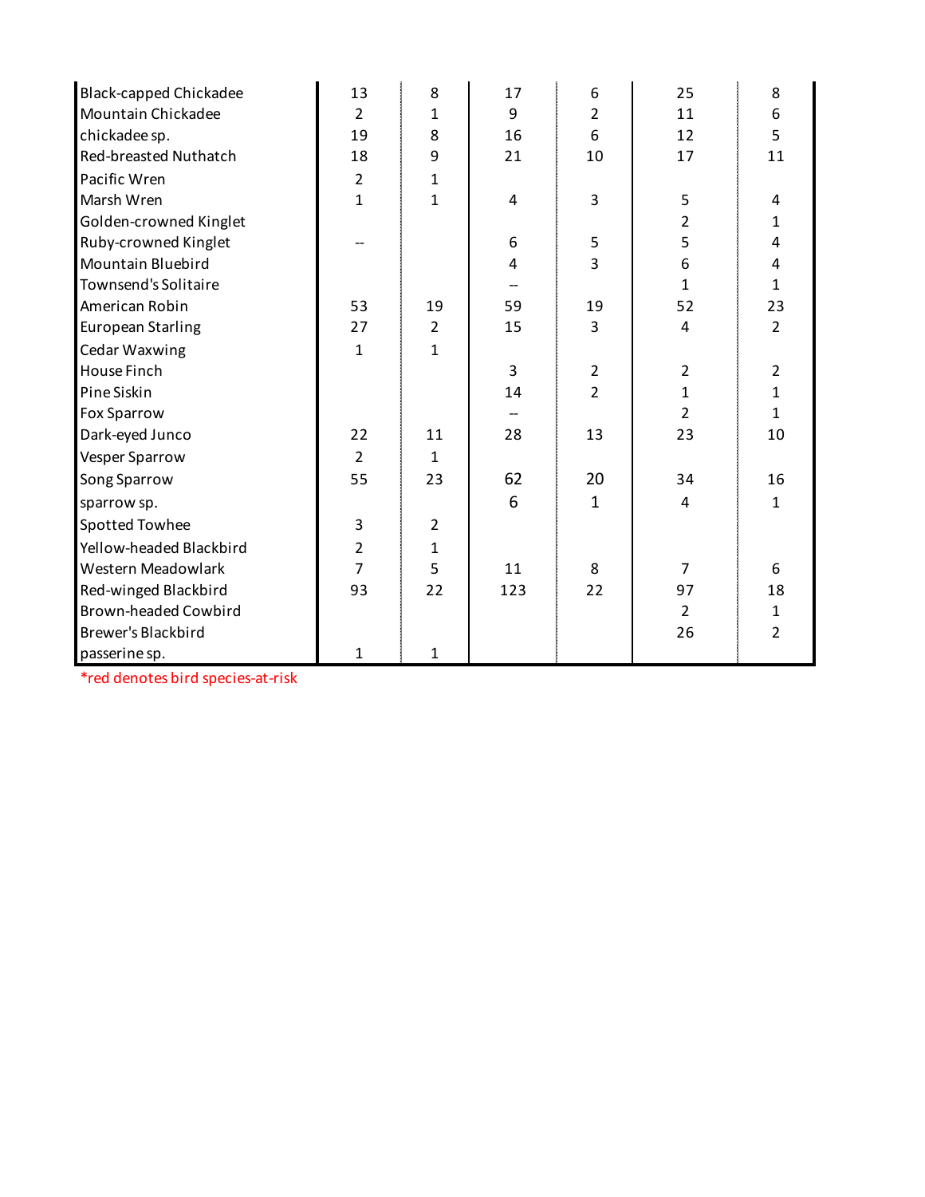| | | | | | | |
|---|---|---|---|---|---|---|
| Black-capped Chickadee | 13 | 8 | 17 | 6 | 25 | 8 |
| Mountain Chickadee | 2 | 1 | 9 | 2 | 11 | 6 |
| chickadee sp. | 19 | 8 | 16 | 6 | 12 | 5 |
| Red-breasted Nuthatch | 18 | 9 | 21 | 10 | 17 | 11 |
| Pacific Wren | 2 | 1 | | | | |
| Marsh Wren | 1 | 1 | 4 | 3 | 5 | 4 |
| Golden-crowned Kinglet | | | | | 2 | 1 |
| Ruby-crowned Kinglet | -- | | 6 | 5 | 5 | 4 |
| Mountain Bluebird | | | 4 | 3 | 6 | 4 |
| Townsend's Solitaire | | | -- | | 1 | 1 |
| American Robin | 53 | 19 | 59 | 19 | 52 | 23 |
| European Starling | 27 | 2 | 15 | 3 | 4 | 2 |
| Cedar Waxwing | 1 | 1 | | | | |
| House Finch | | | 3 | 2 | 2 | 2 |
| Pine Siskin | | | 14 | 2 | 1 | 1 |
| Fox Sparrow | | | -- | | 2 | 1 |
| Dark-eyed Junco | 22 | 11 | 28 | 13 | 23 | 10 |
| Vesper Sparrow | 2 | 1 | | | | |
| Song Sparrow | 55 | 23 | 62 | 20 | 34 | 16 |
| sparrow sp. | | | 6 | 1 | 4 | 1 |
| Spotted Towhee | 3 | 2 | | | | |
| Yellow-headed Blackbird | 2 | 1 | | | | |
| Western Meadowlark | 7 | 5 | 11 | 8 | 7 | 6 |
| Red-winged Blackbird | 93 | 22 | 123 | 22 | 97 | 18 |
| Brown-headed Cowbird | | | | | 2 | 1 |
| Brewer's Blackbird | | | | | 26 | 2 |
| passerine sp. | 1 | 1 | | | | |

*red denotes bird species-at-risk